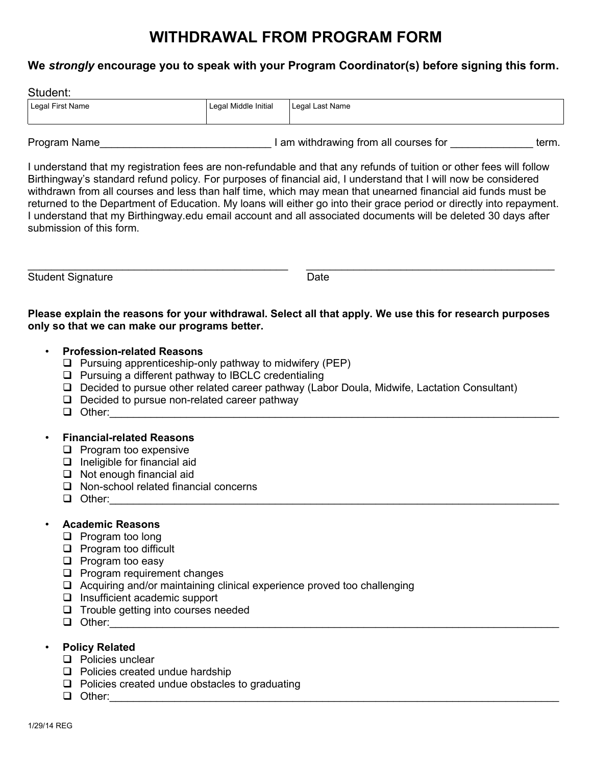# WITHDRAWAL FROM PROGRAM FORM

**We *strongly* encourage you to speak with your Program Coordinator(s) before signing this form.**

Student:

| Legal First Name | Legal Middle Initial | Legal Last Name |
|---|---|---|
| | | |

Program Name_____________________________ I am withdrawing from all courses for ______________ term.

I understand that my registration fees are non-refundable and that any refunds of tuition or other fees will follow Birthingway's standard refund policy. For purposes of financial aid, I understand that I will now be considered withdrawn from all courses and less than half time, which may mean that unearned financial aid funds must be returned to the Department of Education. My loans will either go into their grace period or directly into repayment. I understand that my Birthingway.edu email account and all associated documents will be deleted 30 days after submission of this form.

_____________________________________________ _____________________________________________
Student Signature Date

**Please explain the reasons for your withdrawal. Select all that apply. We use this for research purposes only so that we can make our programs better.**

- **Profession-related Reasons**
  - ☐ Pursuing apprenticeship-only pathway to midwifery (PEP)
  - ☐ Pursuing a different pathway to IBCLC credentialing
  - ☐ Decided to pursue other related career pathway (Labor Doula, Midwife, Lactation Consultant)
  - ☐ Decided to pursue non-related career pathway
  - ☐ Other:_____________________________________________

- **Financial-related Reasons**
  - ☐ Program too expensive
  - ☐ Ineligible for financial aid
  - ☐ Not enough financial aid
  - ☐ Non-school related financial concerns
  - ☐ Other:_____________________________________________

- **Academic Reasons**
  - ☐ Program too long
  - ☐ Program too difficult
  - ☐ Program too easy
  - ☐ Program requirement changes
  - ☐ Acquiring and/or maintaining clinical experience proved too challenging
  - ☐ Insufficient academic support
  - ☐ Trouble getting into courses needed
  - ☐ Other:_____________________________________________

- **Policy Related**
  - ☐ Policies unclear
  - ☐ Policies created undue hardship
  - ☐ Policies created undue obstacles to graduating
  - ☐ Other:_____________________________________________

1/29/14 REG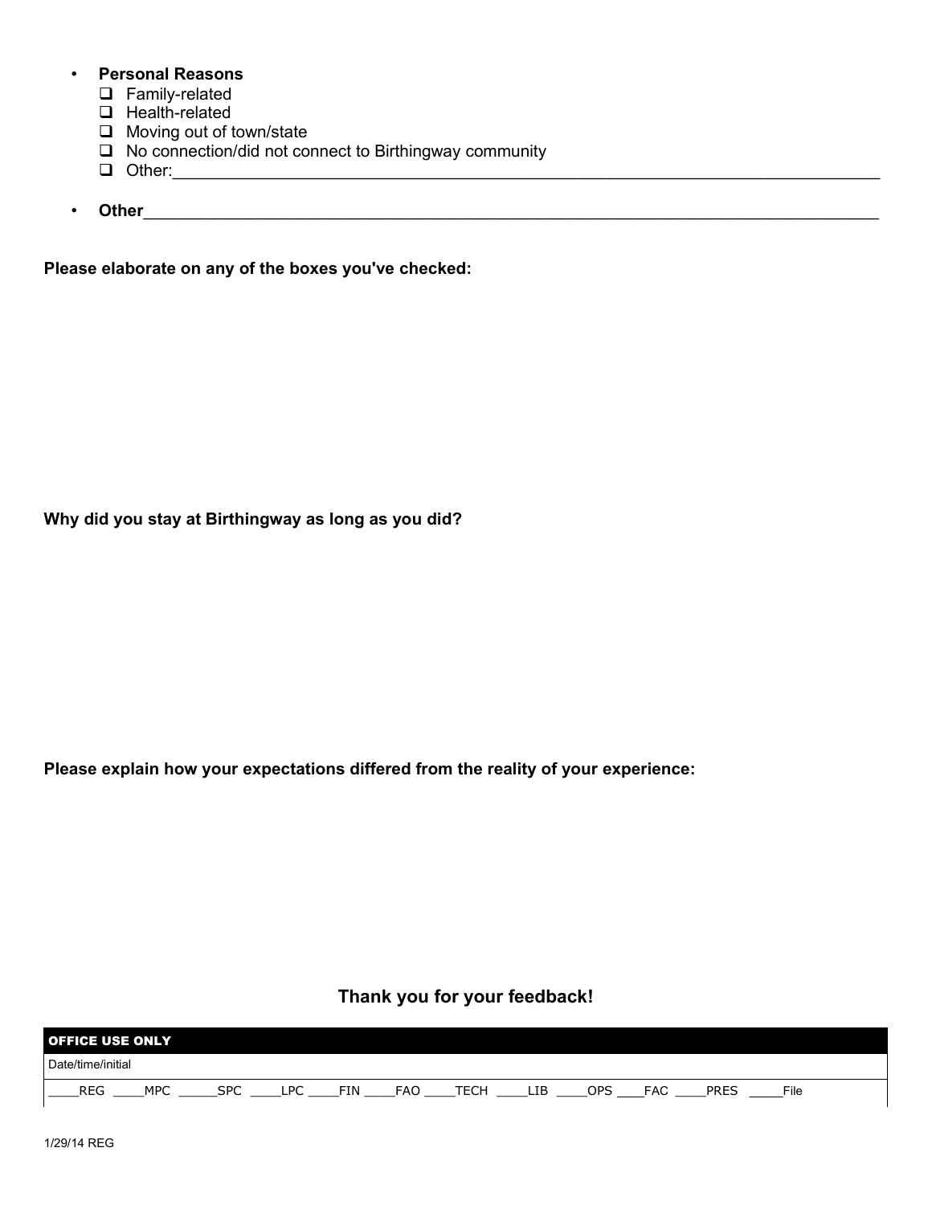- **Personal Reasons**
  - ❑ Family-related
  - ❑ Health-related
  - ❑ Moving out of town/state
  - ❑ No connection/did not connect to Birthingway community
  - ❑ Other:_______________________________________________________________________________

- **Other**_______________________________________________________________________________

**Please elaborate on any of the boxes you've checked:**

**Why did you stay at Birthingway as long as you did?**

**Please explain how your expectations differed from the reality of your experience:**

**Thank you for your feedback!**

| OFFICE USE ONLY |
| --- |
| Date/time/initial |
| ____REG ____MPC _____SPC ____LPC ____FIN ____FAO ____TECH ____LIB ____OPS ____FAC ____PRES _____File |

1/29/14 REG